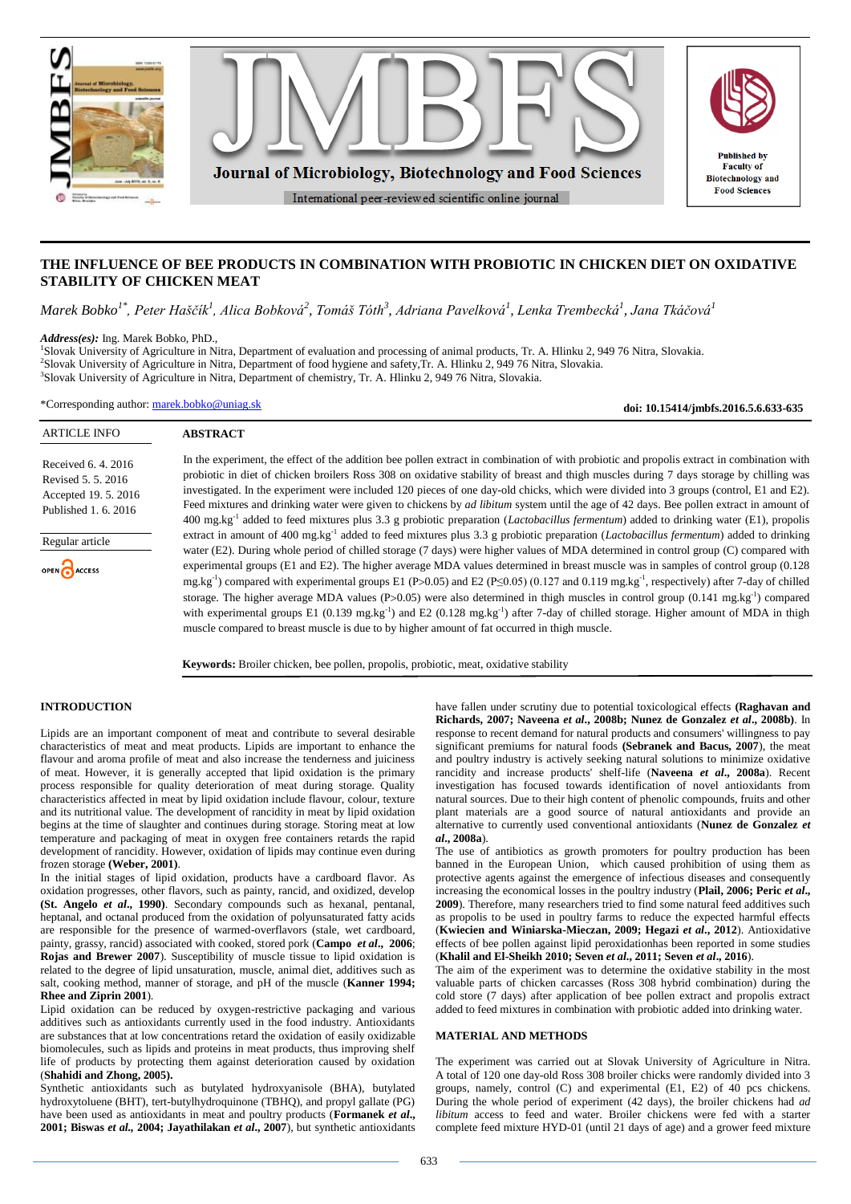# THE INFLUENCE OF BEE PRODUCTS IN COMBINATION WITH PROBIOTIC IN CHICKEN DIET ON OXIDATIVE STABILITY OF CHICKEN MEAT

*Marek Bobko[1*], Peter Haščík[1], Alica Bobková[2], Tomáš Tóth[3], Adriana Pavelková[1], Lenka Trembecká[1], Jana Tkáčová[1]*

***Address(es):*** Ing. Marek Bobko, PhD.,
[1]Slovak University of Agriculture in Nitra, Department of evaluation and processing of animal products, Tr. A. Hlinku 2, 949 76 Nitra, Slovakia.
[2]Slovak University of Agriculture in Nitra, Department of food hygiene and safety,Tr. A. Hlinku 2, 949 76 Nitra, Slovakia.
[3]Slovak University of Agriculture in Nitra, Department of chemistry, Tr. A. Hlinku 2, 949 76 Nitra, Slovakia.

*Corresponding author: marek.bobko@uniag.sk

**doi: 10.15414/jmbfs.2016.5.6.633-635**

| ARTICLE INFO |
|---|
| Received 6. 4. 2016 |
| Revised 5. 5. 2016 |
| Accepted 19. 5. 2016 |
| Published 1. 6. 2016 |
| Regular article |
| OPEN ACCESS |

## ABSTRACT

In the experiment, the effect of the addition bee pollen extract in combination of with probiotic and propolis extract in combination with probiotic in diet of chicken broilers Ross 308 on oxidative stability of breast and thigh muscles during 7 days storage by chilling was investigated. In the experiment were included 120 pieces of one day-old chicks, which were divided into 3 groups (control, E1 and E2). Feed mixtures and drinking water were given to chickens by *ad libitum* system until the age of 42 days. Bee pollen extract in amount of 400 mg.kg$^{-1}$ added to feed mixtures plus 3.3 g probiotic preparation (*Lactobacillus fermentum*) added to drinking water (E1), propolis extract in amount of 400 mg.kg$^{-1}$ added to feed mixtures plus 3.3 g probiotic preparation (*Lactobacillus fermentum*) added to drinking water (E2). During whole period of chilled storage (7 days) were higher values of MDA determined in control group (C) compared with experimental groups (E1 and E2). The higher average MDA values determined in breast muscle was in samples of control group (0.128 mg.kg$^{-1}$) compared with experimental groups E1 ($P>0.05$) and E2 ($P\leq0.05$) (0.127 and 0.119 mg.kg$^{-1}$, respectively) after 7-day of chilled storage. The higher average MDA values ($P>0.05$) were also determined in thigh muscles in control group (0.141 mg.kg$^{-1}$) compared with experimental groups E1 (0.139 mg.kg$^{-1}$) and E2 (0.128 mg.kg$^{-1}$) after 7-day of chilled storage. Higher amount of MDA in thigh muscle compared to breast muscle is due to by higher amount of fat occurred in thigh muscle.

**Keywords:** Broiler chicken, bee pollen, propolis, probiotic, meat, oxidative stability

## INTRODUCTION

Lipids are an important component of meat and contribute to several desirable characteristics of meat and meat products. Lipids are important to enhance the flavour and aroma profile of meat and also increase the tenderness and juiciness of meat. However, it is generally accepted that lipid oxidation is the primary process responsible for quality deterioration of meat during storage. Quality characteristics affected in meat by lipid oxidation include flavour, colour, texture and its nutritional value. The development of rancidity in meat by lipid oxidation begins at the time of slaughter and continues during storage. Storing meat at low temperature and packaging of meat in oxygen free containers retards the rapid development of rancidity. However, oxidation of lipids may continue even during frozen storage **(Weber, 2001)**.

In the initial stages of lipid oxidation, products have a cardboard flavor. As oxidation progresses, other flavors, such as painty, rancid, and oxidized, develop **(St. Angelo *et al.*, 1990)**. Secondary compounds such as hexanal, pentanal, heptanal, and octanal produced from the oxidation of polyunsaturated fatty acids are responsible for the presence of warmed-overflavors (stale, wet cardboard, painty, grassy, rancid) associated with cooked, stored pork (**Campo *et al*., 2006**; **Rojas and Brewer 2007**). Susceptibility of muscle tissue to lipid oxidation is related to the degree of lipid unsaturation, muscle, animal diet, additives such as salt, cooking method, manner of storage, and pH of the muscle (**Kanner 1994; Rhee and Ziprin 2001**).

Lipid oxidation can be reduced by oxygen-restrictive packaging and various additives such as antioxidants currently used in the food industry. Antioxidants are substances that at low concentrations retard the oxidation of easily oxidizable biomolecules, such as lipids and proteins in meat products, thus improving shelf life of products by protecting them against deterioration caused by oxidation (**Shahidi and Zhong, 2005).**

Synthetic antioxidants such as butylated hydroxyanisole (BHA), butylated hydroxytoluene (BHT), tert-butylhydroquinone (TBHQ), and propyl gallate (PG) have been used as antioxidants in meat and poultry products (**Formanek *et al*., 2001; Biswas *et al*., 2004; Jayathilakan *et al*., 2007**), but synthetic antioxidants have fallen under scrutiny due to potential toxicological effects **(Raghavan and Richards, 2007; Naveena *et al*., 2008b; Nunez de Gonzalez *et al*., 2008b)**. In response to recent demand for natural products and consumers' willingness to pay significant premiums for natural foods **(Sebranek and Bacus, 2007**), the meat and poultry industry is actively seeking natural solutions to minimize oxidative rancidity and increase products' shelf-life (**Naveena *et al*., 2008a**). Recent investigation has focused towards identification of novel antioxidants from natural sources. Due to their high content of phenolic compounds, fruits and other plant materials are a good source of natural antioxidants and provide an alternative to currently used conventional antioxidants (**Nunez de Gonzalez *et al*., 2008a**).

The use of antibiotics as growth promoters for poultry production has been banned in the European Union, which caused prohibition of using them as protective agents against the emergence of infectious diseases and consequently increasing the economical losses in the poultry industry (**Plail, 2006; Peric *et al*., 2009**). Therefore, many researchers tried to find some natural feed additives such as propolis to be used in poultry farms to reduce the expected harmful effects (**Kwiecien and Winiarska-Mieczan, 2009; Hegazi *et al*., 2012**). Antioxidative effects of bee pollen against lipid peroxidationhas been reported in some studies (**Khalil and El-Sheikh 2010; Seven *et al*., 2011; Seven *et al*., 2016**).

The aim of the experiment was to determine the oxidative stability in the most valuable parts of chicken carcasses (Ross 308 hybrid combination) during the cold store (7 days) after application of bee pollen extract and propolis extract added to feed mixtures in combination with probiotic added into drinking water.

## MATERIAL AND METHODS

The experiment was carried out at Slovak University of Agriculture in Nitra. A total of 120 one day-old Ross 308 broiler chicks were randomly divided into 3 groups, namely, control (C) and experimental (E1, E2) of 40 pcs chickens. During the whole period of experiment (42 days), the broiler chickens had *ad libitum* access to feed and water. Broiler chickens were fed with a starter complete feed mixture HYD-01 (until 21 days of age) and a grower feed mixture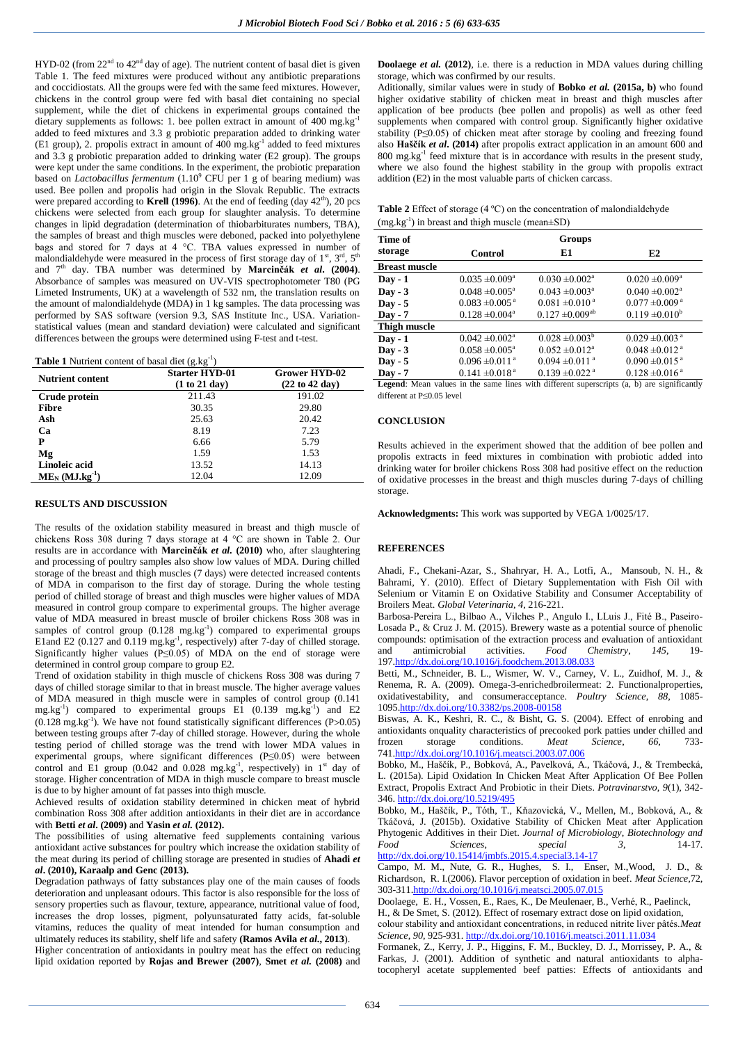HYD-02 (from 22[nd] to 42[nd] day of age). The nutrient content of basal diet is given Table 1. The feed mixtures were produced without any antibiotic preparations and coccidiostats. All the groups were fed with the same feed mixtures. However, chickens in the control group were fed with basal diet containing no special supplement, while the diet of chickens in experimental groups contained the dietary supplements as follows: 1. bee pollen extract in amount of 400 $mg.kg^{-1}$ added to feed mixtures and 3.3 g probiotic preparation added to drinking water (E1 group), 2. propolis extract in amount of 400 $mg.kg^{-1}$ added to feed mixtures and 3.3 g probiotic preparation added to drinking water (E2 group). The groups were kept under the same conditions. In the experiment, the probiotic preparation based on *Lactobacillus fermentum* ($1.10^9$ CFU per 1 g of bearing medium) was used. Bee pollen and propolis had origin in the Slovak Republic. The extracts were prepared according to **Krell (1996)**. At the end of feeding (day 42[th]), 20 pcs chickens were selected from each group for slaughter analysis. To determine changes in lipid degradation (determination of thiobarbiturates numbers, TBA), the samples of breast and thigh muscles were deboned, packed into polyethylene bags and stored for 7 days at 4 °C. TBA values expressed in number of malondialdehyde were measured in the process of first storage day of 1[st], 3[rd], 5[th] and 7[th] day. TBA number was determined by **Marcinčák *et al.* (2004)**. Absorbance of samples was measured on UV-VIS spectrophotometer T80 (PG Limeted Instruments, UK) at a wavelength of 532 nm, the translation results on the amount of malondialdehyde (MDA) in 1 kg samples. The data processing was performed by SAS software (version 9.3, SAS Institute Inc., USA. Variation-statistical values (mean and standard deviation) were calculated and significant differences between the groups were determined using F-test and t-test.

**Table 1** Nutrient content of basal diet ($g.kg^{-1}$)

| Nutrient content | Starter HYD-01 (1 to 21 day) | Grower HYD-02 (22 to 42 day) |
|---|---|---|
| **Crude protein** | 211.43 | 191.02 |
| **Fibre** | 30.35 | 29.80 |
| **Ash** | 25.63 | 20.42 |
| **Ca** | 8.19 | 7.23 |
| **P** | 6.66 | 5.79 |
| **Mg** | 1.59 | 1.53 |
| **Linoleic acid** | 13.52 | 14.13 |
| **$ME_N$ ($MJ.kg^{-1}$)** | 12.04 | 12.09 |

## RESULTS AND DISCUSSION

The results of the oxidation stability measured in breast and thigh muscle of chickens Ross 308 during 7 days storage at 4 °C are shown in Table 2. Our results are in accordance with **Marcinčák *et al.* (2010)** who, after slaughtering and processing of poultry samples also show low values of MDA. During chilled storage of the breast and thigh muscles (7 days) were detected increased contents of MDA in comparison to the first day of storage. During the whole testing period of chilled storage of breast and thigh muscles were higher values of MDA measured in control group compare to experimental groups. The higher average value of MDA measured in breast muscle of broiler chickens Ross 308 was in samples of control group (0.128 $mg.kg^{-1}$) compared to experimental groups E1and E2 (0.127 and 0.119 $mg.kg^{-1}$, respectively) after 7-day of chilled storage. Significantly higher values ($P \leq 0.05$) of MDA on the end of storage were determined in control group compare to group E2.

Trend of oxidation stability in thigh muscle of chickens Ross 308 was during 7 days of chilled storage similar to that in breast muscle. The higher average values of MDA measured in thigh muscle were in samples of control group (0.141 $mg.kg^{-1}$) compared to experimental groups E1 (0.139 $mg.kg^{-1}$) and E2 (0.128 $mg.kg^{-1}$). We have not found statistically significant differences ($P > 0.05$) between testing groups after 7-day of chilled storage. However, during the whole testing period of chilled storage was the trend with lower MDA values in experimental groups, where significant differences ($P \leq 0.05$) were between control and E1 group (0.042 and 0.028 $mg.kg^{-1}$, respectively) in 1[st] day of storage. Higher concentration of MDA in thigh muscle compare to breast muscle is due to by higher amount of fat passes into thigh muscle.

Achieved results of oxidation stability determined in chicken meat of hybrid combination Ross 308 after addition antioxidants in their diet are in accordance with **Betti *et al.* (2009)** and **Yasin *et al.* (2012).**

The possibilities of using alternative feed supplements containing various antioxidant active substances for poultry which increase the oxidation stability of the meat during its period of chilling storage are presented in studies of **Ahadi *et al.* (2010), Karaalp and Genc (2013).**

Degradation pathways of fatty substances play one of the main causes of foods deterioration and unpleasant odours. This factor is also responsible for the loss of sensory properties such as flavour, texture, appearance, nutritional value of food, increases the drop losses, pigment, polyunsaturated fatty acids, fat-soluble vitamins, reduces the quality of meat intended for human consumption and ultimately reduces its stability, shelf life and safety **(Ramos Avila *et al.*, 2013**).

Higher concentration of antioxidants in poultry meat has the effect on reducing lipid oxidation reported by **Rojas and Brewer (2007)**, **Smet *et al.* (2008)** and **Doolaege *et al.* (2012)**, i.e. there is a reduction in MDA values during chilling storage, which was confirmed by our results.

Aditionally, similar values were in study of **Bobko *et al.* (2015a, b)** who found higher oxidative stability of chicken meat in breast and thigh muscles after application of bee products (bee pollen and propolis) as well as other feed supplements when compared with control group. Significantly higher oxidative stability ($P \leq 0.05$) of chicken meat after storage by cooling and freezing found also **Haščík *et al.* (2014)** after propolis extract application in an amount 600 and 800 $mg.kg^{-1}$ feed mixture that is in accordance with results in the present study, where we also found the highest stability in the group with propolis extract addition (E2) in the most valuable parts of chicken carcass.

**Table 2** Effect of storage (4 ºC) on the concentration of malondialdehyde ($mg.kg^{-1}$) in breast and thigh muscle (mean±SD)

| Time of storage | Groups | | |
|---|---|---|---|
| | **Control** | **E1** | **E2** |
| **Breast muscle** | | | |
| **Day - 1** | $0.035 \pm 0.009^a$ | $0.030 \pm 0.002^a$ | $0.020 \pm 0.009^a$ |
| **Day - 3** | $0.048 \pm 0.005^a$ | $0.043 \pm 0.003^a$ | $0.040 \pm 0.002^a$ |
| **Day - 5** | $0.083 \pm 0.005^a$ | $0.081 \pm 0.010^a$ | $0.077 \pm 0.009^a$ |
| **Day - 7** | $0.128 \pm 0.004^a$ | $0.127 \pm 0.009^{ab}$ | $0.119 \pm 0.010^b$ |
| **Thigh muscle** | | | |
| **Day - 1** | $0.042 \pm 0.002^a$ | $0.028 \pm 0.003^b$ | $0.029 \pm 0.003^a$ |
| **Day - 3** | $0.058 \pm 0.005^a$ | $0.052 \pm 0.012^a$ | $0.048 \pm 0.012^a$ |
| **Day - 5** | $0.096 \pm 0.011^a$ | $0.094 \pm 0.011^a$ | $0.090 \pm 0.015^a$ |
| **Day - 7** | $0.141 \pm 0.018^a$ | $0.139 \pm 0.022^a$ | $0.128 \pm 0.016^a$ |

**Legend**: Mean values in the same lines with different superscripts (a, b) are significantly different at $P \leq 0.05$ level

## CONCLUSION

Results achieved in the experiment showed that the addition of bee pollen and propolis extracts in feed mixtures in combination with probiotic added into drinking water for broiler chickens Ross 308 had positive effect on the reduction of oxidative processes in the breast and thigh muscles during 7-days of chilling storage.

**Acknowledgments:** This work was supported by VEGA 1/0025/17.

## REFERENCES

Ahadi, F., Chekani-Azar, S., Shahryar, H. A., Lotfi, A., Mansoub, N. H., & Bahrami, Y. (2010). Effect of Dietary Supplementation with Fish Oil with Selenium or Vitamin E on Oxidative Stability and Consumer Acceptability of Broilers Meat. *Global Veterinaria*, *4*, 216-221.

Barbosa-Pereira L., Bilbao A., Vilches P., Angulo I., LLuis J., Fité B., Paseiro-Losada P., & Cruz J. M. (2015). Brewery waste as a potential source of phenolic compounds: optimisation of the extraction process and evaluation of antioxidant and antimicrobial activities. *Food Chemistry*, *145*, 19-197. http://dx.doi.org/10.1016/j.foodchem.2013.08.033

Betti, M., Schneider, B. L., Wismer, W. V., Carney, V. L., Zuidhof, M. J., & Renema, R. A. (2009). Omega-3-enrichedbroilermeat: 2. Functionalproperties, oxidativestability, and consumeracceptance. *Poultry Science*, *88*, 1085-1095. http://dx.doi.org/10.3382/ps.2008-00158

Biswas, A. K., Keshri, R. C., & Bisht, G. S. (2004). Effect of enrobing and antioxidants onquality characteristics of precooked pork patties under chilled and frozen storage conditions. *Meat Science*, *66*, 733-741. http://dx.doi.org/10.1016/j.meatsci.2003.07.006

Bobko, M., Haščík, P., Bobková, A., Pavelková, A., Tkáčová, J., & Trembecká, L. (2015a). Lipid Oxidation In Chicken Meat After Application Of Bee Pollen Extract, Propolis Extract And Probiotic in their Diets. *Potravinarstvo*, *9*(1), 342-346. http://dx.doi.org/10.5219/495

Bobko, M., Haščík, P., Tóth, T., Kňazovická, V., Mellen, M., Bobková, A., & Tkáčová, J. (2015b). Oxidative Stability of Chicken Meat after Application Phytogenic Additives in their Diet. *Journal of Microbiology, Biotechnology and Food Sciences*, *special 3*, 14-17. http://dx.doi.org/10.15414/jmbfs.2015.4.special3.14-17

Campo, M. M., Nute, G. R., Hughes, S. I., Enser, M.,Wood, J. D., & Richardson, R. I.(2006). Flavor perception of oxidation in beef. *Meat Science*,*72*, 303-311. http://dx.doi.org/10.1016/j.meatsci.2005.07.015

Doolaege, E. H., Vossen, E., Raes, K., De Meulenaer, B., Verhé, R., Paelinck, H., & De Smet, S. (2012). Effect of rosemary extract dose on lipid oxidation, colour stability and antioxidant concentrations, in reduced nitrite liver pâtés. *Meat Science*, *90*, 925-931. http://dx.doi.org/10.1016/j.meatsci.2011.11.034

Formanek, Z., Kerry, J. P., Higgins, F. M., Buckley, D. J., Morrissey, P. A., & Farkas, J. (2001). Addition of synthetic and natural antioxidants to alpha-tocopheryl acetate supplemented beef patties: Effects of antioxidants and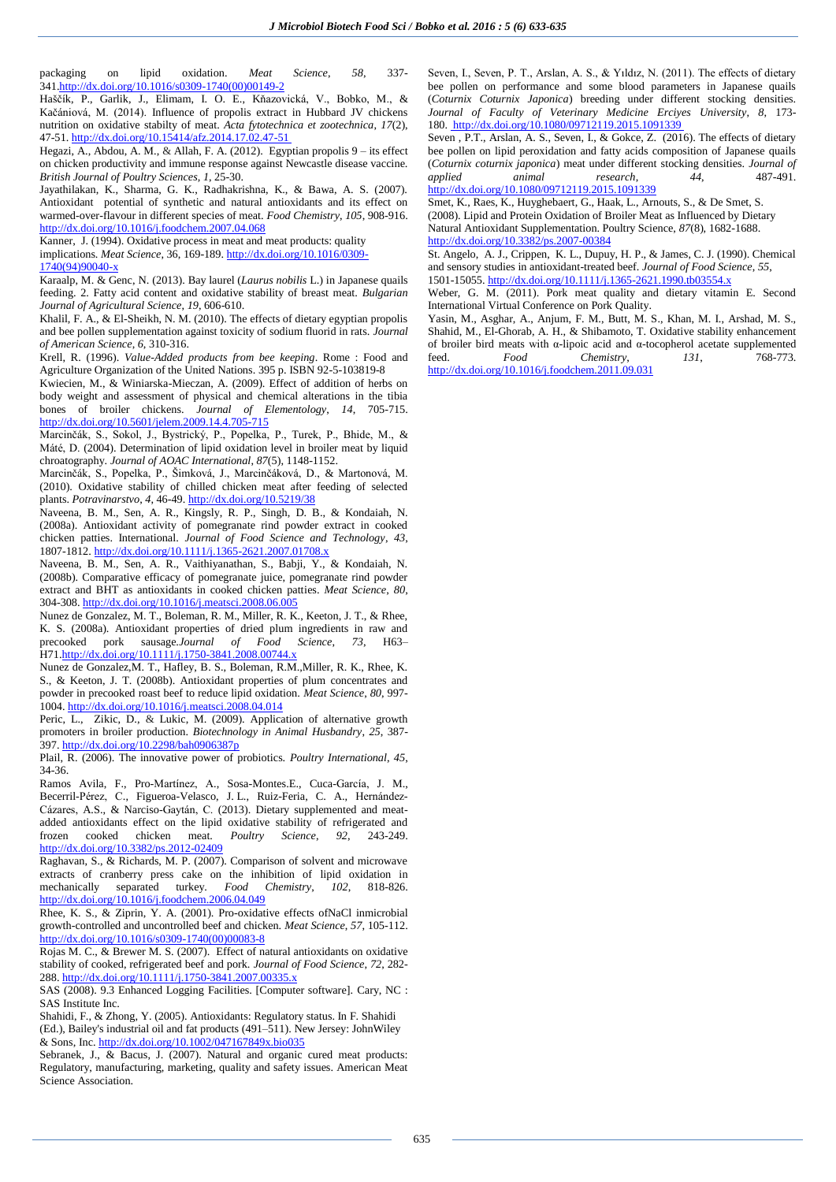packaging on lipid oxidation. *Meat Science*, *58*, 337-341.http://dx.doi.org/10.1016/s0309-1740(00)00149-2

Haščík, P., Garlik, J., Elimam, I. O. E., Kňazovická, V., Bobko, M., & Kačániová, M. (2014). Influence of propolis extract in Hubbard JV chickens nutrition on oxidative stabilty of meat. *Acta fytotechnica et zootechnica*, *17*(2), 47-51. http://dx.doi.org/10.15414/afz.2014.17.02.47-51

Hegazi, A., Abdou, A. M., & Allah, F. A. (2012). Egyptian propolis 9 – its effect on chicken productivity and immune response against Newcastle disease vaccine. *British Journal of Poultry Sciences*, *1*, 25-30.

Jayathilakan, K., Sharma, G. K., Radhakrishna, K., & Bawa, A. S. (2007). Antioxidant potential of synthetic and natural antioxidants and its effect on warmed-over-flavour in different species of meat. *Food Chemistry*, *105*, 908-916. http://dx.doi.org/10.1016/j.foodchem.2007.04.068

Kanner, J. (1994). Oxidative process in meat and meat products: quality implications. *Meat Science*, 36, 169-189. http://dx.doi.org/10.1016/0309-1740(94)90040-x

Karaalp, M. & Genc, N. (2013). Bay laurel (*Laurus nobilis* L.) in Japanese quails feeding. 2. Fatty acid content and oxidative stability of breast meat. *Bulgarian Journal of Agricultural Science*, *19*, 606-610.

Khalil, F. A., & El-Sheikh, N. M. (2010). The effects of dietary egyptian propolis and bee pollen supplementation against toxicity of sodium fluorid in rats. *Journal of American Science*, *6*, 310-316.

Krell, R. (1996). *Value-Added products from bee keeping*. Rome : Food and Agriculture Organization of the United Nations. 395 p. ISBN 92-5-103819-8

Kwiecien, M., & Winiarska-Mieczan, A. (2009). Effect of addition of herbs on body weight and assessment of physical and chemical alterations in the tibia bones of broiler chickens. *Journal of Elementology*, *14*, 705-715. http://dx.doi.org/10.5601/jelem.2009.14.4.705-715

Marcinčák, S., Sokol, J., Bystrický, P., Popelka, P., Turek, P., Bhide, M., & Máté, D. (2004). Determination of lipid oxidation level in broiler meat by liquid chroatography. *Journal of AOAC International*, *87*(5), 1148-1152.

Marcinčák, S., Popelka, P., Šimková, J., Marcinčáková, D., & Martonová, M. (2010). Oxidative stability of chilled chicken meat after feeding of selected plants. *Potravinarstvo*, *4*, 46-49. http://dx.doi.org/10.5219/38

Naveena, B. M., Sen, A. R., Kingsly, R. P., Singh, D. B., & Kondaiah, N. (2008a). Antioxidant activity of pomegranate rind powder extract in cooked chicken patties. International. *Journal of Food Science and Technology*, *43*, 1807-1812. http://dx.doi.org/10.1111/j.1365-2621.2007.01708.x

Naveena, B. M., Sen, A. R., Vaithiyanathan, S., Babji, Y., & Kondaiah, N. (2008b). Comparative efficacy of pomegranate juice, pomegranate rind powder extract and BHT as antioxidants in cooked chicken patties. *Meat Science*, *80*, 304-308. http://dx.doi.org/10.1016/j.meatsci.2008.06.005

Nunez de Gonzalez, M. T., Boleman, R. M., Miller, R. K., Keeton, J. T., & Rhee, K. S. (2008a). Antioxidant properties of dried plum ingredients in raw and precooked pork sausage.*Journal of Food Science*, *73*, H63–H71.http://dx.doi.org/10.1111/j.1750-3841.2008.00744.x

Nunez de Gonzalez,M. T., Hafley, B. S., Boleman, R.M.,Miller, R. K., Rhee, K. S., & Keeton, J. T. (2008b). Antioxidant properties of plum concentrates and powder in precooked roast beef to reduce lipid oxidation. *Meat Science*, *80*, 997-1004. http://dx.doi.org/10.1016/j.meatsci.2008.04.014

Peric, L., Zikic, D., & Lukic, M. (2009). Application of alternative growth promoters in broiler production. *Biotechnology in Animal Husbandry*, *25*, 387-397. http://dx.doi.org/10.2298/bah0906387p

Plail, R. (2006). The innovative power of probiotics. *Poultry International*, *45*, 34-36.

Ramos Avila, F., Pro-Martínez, A., Sosa-Montes.E., Cuca-García, J. M., Becerril-Pérez, C., Figueroa-Velasco, J. L., Ruiz-Feria, C. A., Hernández-Cázares, A.S., & Narciso-Gaytán, C. (2013). Dietary supplemented and meat-added antioxidants effect on the lipid oxidative stability of refrigerated and frozen cooked chicken meat. *Poultry Science*, *92*, 243-249. http://dx.doi.org/10.3382/ps.2012-02409

Raghavan, S., & Richards, M. P. (2007). Comparison of solvent and microwave extracts of cranberry press cake on the inhibition of lipid oxidation in mechanically separated turkey. *Food Chemistry*, *102*, 818-826. http://dx.doi.org/10.1016/j.foodchem.2006.04.049

Rhee, K. S., & Ziprin, Y. A. (2001). Pro-oxidative effects ofNaCl inmicrobial growth-controlled and uncontrolled beef and chicken. *Meat Science*, *57*, 105-112. http://dx.doi.org/10.1016/s0309-1740(00)00083-8

Rojas M. C., & Brewer M. S. (2007). Effect of natural antioxidants on oxidative stability of cooked, refrigerated beef and pork. *Journal of Food Science*, *72*, 282-288. http://dx.doi.org/10.1111/j.1750-3841.2007.00335.x

SAS (2008). 9.3 Enhanced Logging Facilities. [Computer software]. Cary, NC : SAS Institute Inc.

Shahidi, F., & Zhong, Y. (2005). Antioxidants: Regulatory status. In F. Shahidi (Ed.), Bailey's industrial oil and fat products (491–511). New Jersey: JohnWiley & Sons, Inc. http://dx.doi.org/10.1002/047167849x.bio035

Sebranek, J., & Bacus, J. (2007). Natural and organic cured meat products: Regulatory, manufacturing, marketing, quality and safety issues. American Meat Science Association.

Seven, I., Seven, P. T., Arslan, A. S., & Yıldız, N. (2011). The effects of dietary bee pollen on performance and some blood parameters in Japanese quails (*Coturnix Coturnix Japonica*) breeding under different stocking densities. *Journal of Faculty of Veterinary Medicine Erciyes University*, *8*, 173-180. http://dx.doi.org/10.1080/09712119.2015.1091339

Seven , P.T., Arslan, A. S., Seven, I., & Gokce, Z. (2016). The effects of dietary bee pollen on lipid peroxidation and fatty acids composition of Japanese quails (*Coturnix coturnix japonica*) meat under different stocking densities. *Journal of applied animal research*, *44*, 487-491. http://dx.doi.org/10.1080/09712119.2015.1091339

Smet, K., Raes, K., Huyghebaert, G., Haak, L., Arnouts, S., & De Smet, S. (2008). Lipid and Protein Oxidation of Broiler Meat as Influenced by Dietary Natural Antioxidant Supplementation. Poultry Science, *87*(8), 1682-1688. http://dx.doi.org/10.3382/ps.2007-00384

St. Angelo, A. J., Crippen, K. L., Dupuy, H. P., & James, C. J. (1990). Chemical and sensory studies in antioxidant-treated beef. *Journal of Food Science*, *55*, 1501-15055. http://dx.doi.org/10.1111/j.1365-2621.1990.tb03554.x

Weber, G. M. (2011). Pork meat quality and dietary vitamin E. Second International Virtual Conference on Pork Quality.

Yasin, M., Asghar, A., Anjum, F. M., Butt, M. S., Khan, M. I., Arshad, M. S., Shahid, M., El-Ghorab, A. H., & Shibamoto, T. Oxidative stability enhancement of broiler bird meats with α-lipoic acid and α-tocopherol acetate supplemented feed. *Food Chemistry*, *131*, 768-773. http://dx.doi.org/10.1016/j.foodchem.2011.09.031